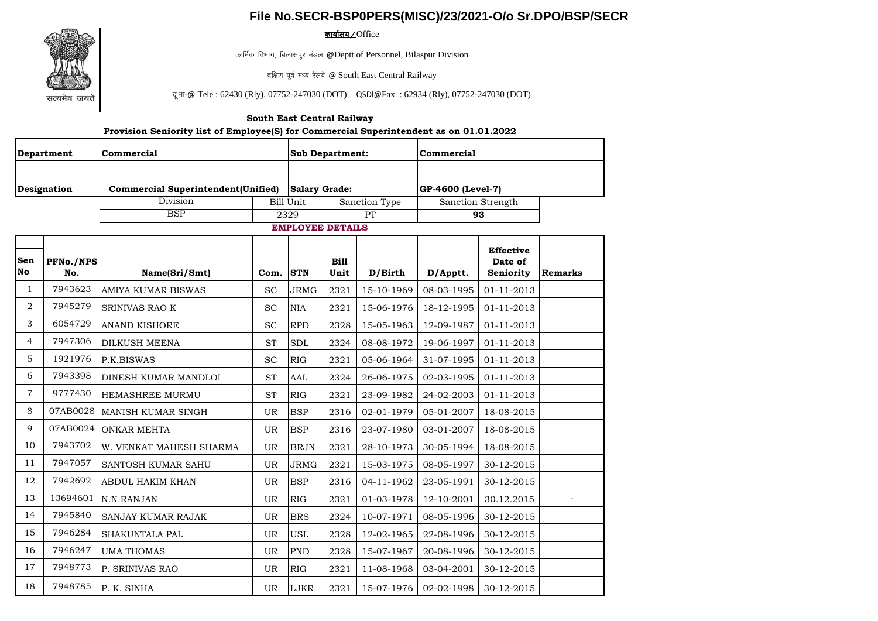# File No.SECR-BSP0PERS(MISC)/23/2021-O/o Sr.DPO/BSP/SECR

सत्यमेव जयते

**कार्यालय / Office**

कार्मिक विभाग, बिलासपुर मंडल @Deptt.of Personnel, Bilaspur Division

दक्षिण पूर्व मध्य रेलवे @ South East Central Railway

दू.भा-@ Tele : 62430 (Rly), 07752-247030 (DOT) QSDI@Fax : 62934 (Rly), 07752-247030 (DOT)

**South East Central Railway**

**Provision Seniority list of Employee(S) for Commercial Superintendent as on 01.01.2022**

| **Department** | **Commercial** | **Sub Department:** | **Commercial** |
|---|---|---|---|
| **Designation** | **Commercial Superintendent(Unified)** | **Salary Grade:** | **GP-4600 (Level-7)** |

| Division | Bill Unit | Sanction Type | Sanction Strength |
|---|---|---|---|
| BSP | 2329 | PT | **93** |

**EMPLOYEE DETAILS**

| Sen No | PFNo./NPS No. | Name(Sri/Smt) | Com. | STN | Bill Unit | D/Birth | D/Apptt. | Effective Date of Seniority | Remarks |
|---|---|---|---|---|---|---|---|---|---|
| 1 | 7943623 | AMIYA KUMAR BISWAS | SC | JRMG | 2321 | 15-10-1969 | 08-03-1995 | 01-11-2013 | |
| 2 | 7945279 | SRINIVAS RAO K | SC | NIA | 2321 | 15-06-1976 | 18-12-1995 | 01-11-2013 | |
| 3 | 6054729 | ANAND KISHORE | SC | RPD | 2328 | 15-05-1963 | 12-09-1987 | 01-11-2013 | |
| 4 | 7947306 | DILKUSH MEENA | ST | SDL | 2324 | 08-08-1972 | 19-06-1997 | 01-11-2013 | |
| 5 | 1921976 | P.K.BISWAS | SC | RIG | 2321 | 05-06-1964 | 31-07-1995 | 01-11-2013 | |
| 6 | 7943398 | DINESH KUMAR MANDLOI | ST | AAL | 2324 | 26-06-1975 | 02-03-1995 | 01-11-2013 | |
| 7 | 9777430 | HEMASHREE MURMU | ST | RIG | 2321 | 23-09-1982 | 24-02-2003 | 01-11-2013 | |
| 8 | 07AB0028 | MANISH KUMAR SINGH | UR | BSP | 2316 | 02-01-1979 | 05-01-2007 | 18-08-2015 | |
| 9 | 07AB0024 | ONKAR MEHTA | UR | BSP | 2316 | 23-07-1980 | 03-01-2007 | 18-08-2015 | |
| 10 | 7943702 | W. VENKAT MAHESH SHARMA | UR | BRJN | 2321 | 28-10-1973 | 30-05-1994 | 18-08-2015 | |
| 11 | 7947057 | SANTOSH KUMAR SAHU | UR | JRMG | 2321 | 15-03-1975 | 08-05-1997 | 30-12-2015 | |
| 12 | 7942692 | ABDUL HAKIM KHAN | UR | BSP | 2316 | 04-11-1962 | 23-05-1991 | 30-12-2015 | |
| 13 | 13694601 | N.N.RANJAN | UR | RIG | 2321 | 01-03-1978 | 12-10-2001 | 30.12.2015 | - |
| 14 | 7945840 | SANJAY KUMAR RAJAK | UR | BRS | 2324 | 10-07-1971 | 08-05-1996 | 30-12-2015 | |
| 15 | 7946284 | SHAKUNTALA PAL | UR | USL | 2328 | 12-02-1965 | 22-08-1996 | 30-12-2015 | |
| 16 | 7946247 | UMA THOMAS | UR | PND | 2328 | 15-07-1967 | 20-08-1996 | 30-12-2015 | |
| 17 | 7948773 | P. SRINIVAS RAO | UR | RIG | 2321 | 11-08-1968 | 03-04-2001 | 30-12-2015 | |
| 18 | 7948785 | P. K. SINHA | UR | LJKR | 2321 | 15-07-1976 | 02-02-1998 | 30-12-2015 | |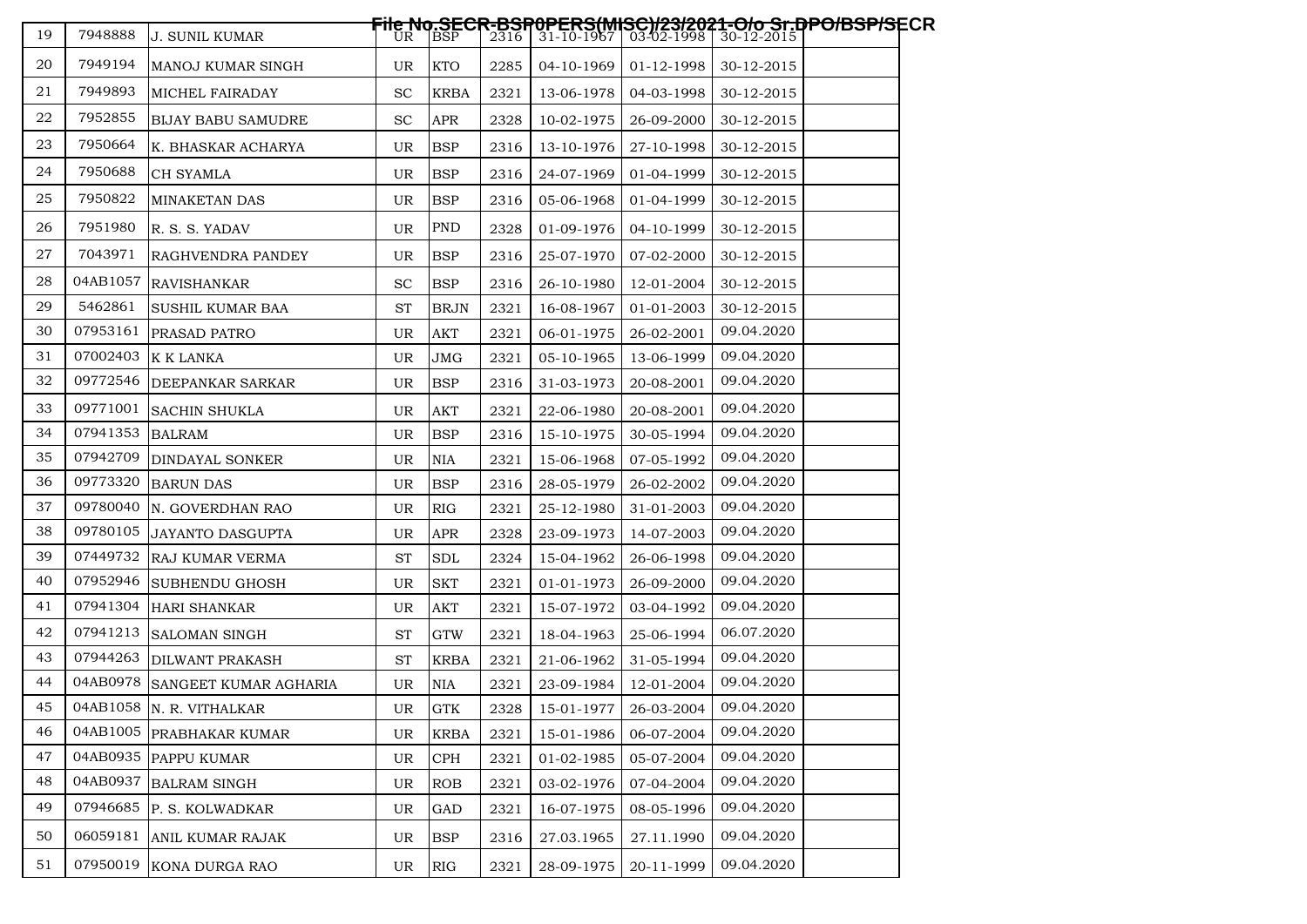| 19 | 7948888 | J. SUNIL KUMAR | UR | BSP | 2316 | 31-10-1967 | 03-02-1998 | 30-12-2015 | |
|---|---|---|---|---|---|---|---|---|---|
| 20 | 7949194 | MANOJ KUMAR SINGH | UR | KTO | 2285 | 04-10-1969 | 01-12-1998 | 30-12-2015 | |
| 21 | 7949893 | MICHEL FAIRADAY | SC | KRBA | 2321 | 13-06-1978 | 04-03-1998 | 30-12-2015 | |
| 22 | 7952855 | BIJAY BABU SAMUDRE | SC | APR | 2328 | 10-02-1975 | 26-09-2000 | 30-12-2015 | |
| 23 | 7950664 | K. BHASKAR ACHARYA | UR | BSP | 2316 | 13-10-1976 | 27-10-1998 | 30-12-2015 | |
| 24 | 7950688 | CH SYAMLA | UR | BSP | 2316 | 24-07-1969 | 01-04-1999 | 30-12-2015 | |
| 25 | 7950822 | MINAKETAN DAS | UR | BSP | 2316 | 05-06-1968 | 01-04-1999 | 30-12-2015 | |
| 26 | 7951980 | R. S. S. YADAV | UR | PND | 2328 | 01-09-1976 | 04-10-1999 | 30-12-2015 | |
| 27 | 7043971 | RAGHVENDRA PANDEY | UR | BSP | 2316 | 25-07-1970 | 07-02-2000 | 30-12-2015 | |
| 28 | 04AB1057 | RAVISHANKAR | SC | BSP | 2316 | 26-10-1980 | 12-01-2004 | 30-12-2015 | |
| 29 | 5462861 | SUSHIL KUMAR BAA | ST | BRJN | 2321 | 16-08-1967 | 01-01-2003 | 30-12-2015 | |
| 30 | 07953161 | PRASAD PATRO | UR | AKT | 2321 | 06-01-1975 | 26-02-2001 | 09.04.2020 | |
| 31 | 07002403 | K K LANKA | UR | JMG | 2321 | 05-10-1965 | 13-06-1999 | 09.04.2020 | |
| 32 | 09772546 | DEEPANKAR SARKAR | UR | BSP | 2316 | 31-03-1973 | 20-08-2001 | 09.04.2020 | |
| 33 | 09771001 | SACHIN SHUKLA | UR | AKT | 2321 | 22-06-1980 | 20-08-2001 | 09.04.2020 | |
| 34 | 07941353 | BALRAM | UR | BSP | 2316 | 15-10-1975 | 30-05-1994 | 09.04.2020 | |
| 35 | 07942709 | DINDAYAL SONKER | UR | NIA | 2321 | 15-06-1968 | 07-05-1992 | 09.04.2020 | |
| 36 | 09773320 | BARUN DAS | UR | BSP | 2316 | 28-05-1979 | 26-02-2002 | 09.04.2020 | |
| 37 | 09780040 | N. GOVERDHAN RAO | UR | RIG | 2321 | 25-12-1980 | 31-01-2003 | 09.04.2020 | |
| 38 | 09780105 | JAYANTO DASGUPTA | UR | APR | 2328 | 23-09-1973 | 14-07-2003 | 09.04.2020 | |
| 39 | 07449732 | RAJ KUMAR VERMA | ST | SDL | 2324 | 15-04-1962 | 26-06-1998 | 09.04.2020 | |
| 40 | 07952946 | SUBHENDU GHOSH | UR | SKT | 2321 | 01-01-1973 | 26-09-2000 | 09.04.2020 | |
| 41 | 07941304 | HARI SHANKAR | UR | AKT | 2321 | 15-07-1972 | 03-04-1992 | 09.04.2020 | |
| 42 | 07941213 | SALOMAN SINGH | ST | GTW | 2321 | 18-04-1963 | 25-06-1994 | 06.07.2020 | |
| 43 | 07944263 | DILWANT PRAKASH | ST | KRBA | 2321 | 21-06-1962 | 31-05-1994 | 09.04.2020 | |
| 44 | 04AB0978 | SANGEET KUMAR AGHARIA | UR | NIA | 2321 | 23-09-1984 | 12-01-2004 | 09.04.2020 | |
| 45 | 04AB1058 | N. R. VITHALKAR | UR | GTK | 2328 | 15-01-1977 | 26-03-2004 | 09.04.2020 | |
| 46 | 04AB1005 | PRABHAKAR KUMAR | UR | KRBA | 2321 | 15-01-1986 | 06-07-2004 | 09.04.2020 | |
| 47 | 04AB0935 | PAPPU KUMAR | UR | CPH | 2321 | 01-02-1985 | 05-07-2004 | 09.04.2020 | |
| 48 | 04AB0937 | BALRAM SINGH | UR | ROB | 2321 | 03-02-1976 | 07-04-2004 | 09.04.2020 | |
| 49 | 07946685 | P. S. KOLWADKAR | UR | GAD | 2321 | 16-07-1975 | 08-05-1996 | 09.04.2020 | |
| 50 | 06059181 | ANIL KUMAR RAJAK | UR | BSP | 2316 | 27.03.1965 | 27.11.1990 | 09.04.2020 | |
| 51 | 07950019 | KONA DURGA RAO | UR | RIG | 2321 | 28-09-1975 | 20-11-1999 | 09.04.2020 | |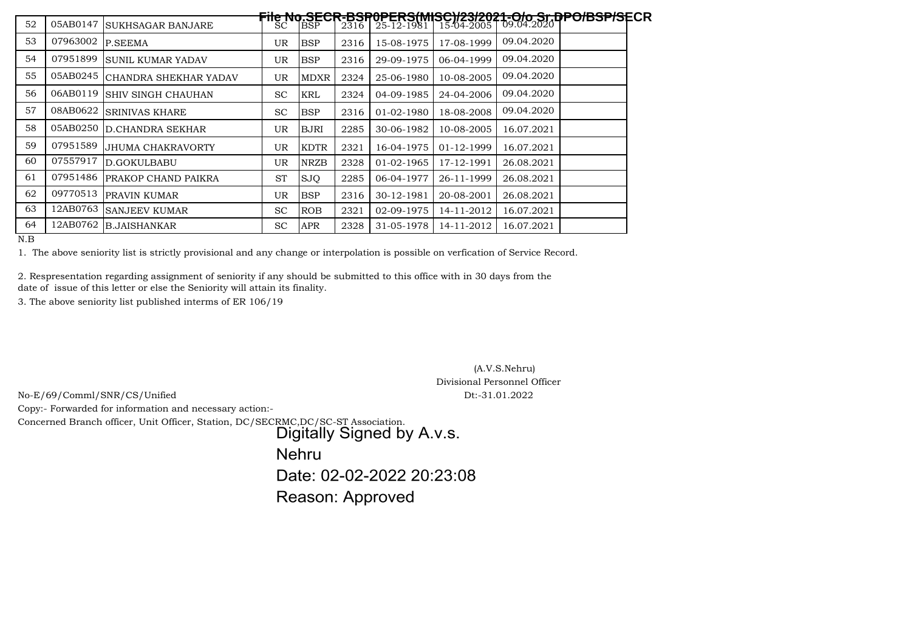File No.SECR-BSP0PERS(MISC)/23/2021-O/o Sr.DPO/BSP/SECR

| | | | | | | | | | |
|---|---|---|---|---|---|---|---|---|---|
| 52 | 05AB0147 | SUKHSAGAR BANJARE | SC | BSP | 2316 | 25-12-1981 | 15-04-2005 | 09.04.2020 | |
| 53 | 07963002 | P.SEEMA | UR | BSP | 2316 | 15-08-1975 | 17-08-1999 | 09.04.2020 | |
| 54 | 07951899 | SUNIL KUMAR YADAV | UR | BSP | 2316 | 29-09-1975 | 06-04-1999 | 09.04.2020 | |
| 55 | 05AB0245 | CHANDRA SHEKHAR YADAV | UR | MDXR | 2324 | 25-06-1980 | 10-08-2005 | 09.04.2020 | |
| 56 | 06AB0119 | SHIV SINGH CHAUHAN | SC | KRL | 2324 | 04-09-1985 | 24-04-2006 | 09.04.2020 | |
| 57 | 08AB0622 | SRINIVAS KHARE | SC | BSP | 2316 | 01-02-1980 | 18-08-2008 | 09.04.2020 | |
| 58 | 05AB0250 | D.CHANDRA SEKHAR | UR | BJRI | 2285 | 30-06-1982 | 10-08-2005 | 16.07.2021 | |
| 59 | 07951589 | JHUMA CHAKRAVORTY | UR | KDTR | 2321 | 16-04-1975 | 01-12-1999 | 16.07.2021 | |
| 60 | 07557917 | D.GOKULBABU | UR | NRZB | 2328 | 01-02-1965 | 17-12-1991 | 26.08.2021 | |
| 61 | 07951486 | PRAKOP CHAND PAIKRA | ST | SJQ | 2285 | 06-04-1977 | 26-11-1999 | 26.08.2021 | |
| 62 | 09770513 | PRAVIN KUMAR | UR | BSP | 2316 | 30-12-1981 | 20-08-2001 | 26.08.2021 | |
| 63 | 12AB0763 | SANJEEV KUMAR | SC | ROB | 2321 | 02-09-1975 | 14-11-2012 | 16.07.2021 | |
| 64 | 12AB0762 | B.JAISHANKAR | SC | APR | 2328 | 31-05-1978 | 14-11-2012 | 16.07.2021 | |

N.B

1. The above seniority list is strictly provisional and any change or interpolation is possible on verfication of Service Record.

2. Respresentation regarding assignment of seniority if any should be submitted to this office with in 30 days from the date of issue of this letter or else the Seniority will attain its finality.

3. The above seniority list published interms of ER 106/19

(A.V.S.Nehru)
Divisional Personnel Officer

No-E/69/Comml/SNR/CS/Unified

Dt:-31.01.2022

Copy:- Forwarded for information and necessary action:-

Concerned Branch officer, Unit Officer, Station, DC/SECRMC,DC/SC-ST Association.

Digitally Signed by A.v.s. Nehru
Date: 02-02-2022 20:23:08
Reason: Approved